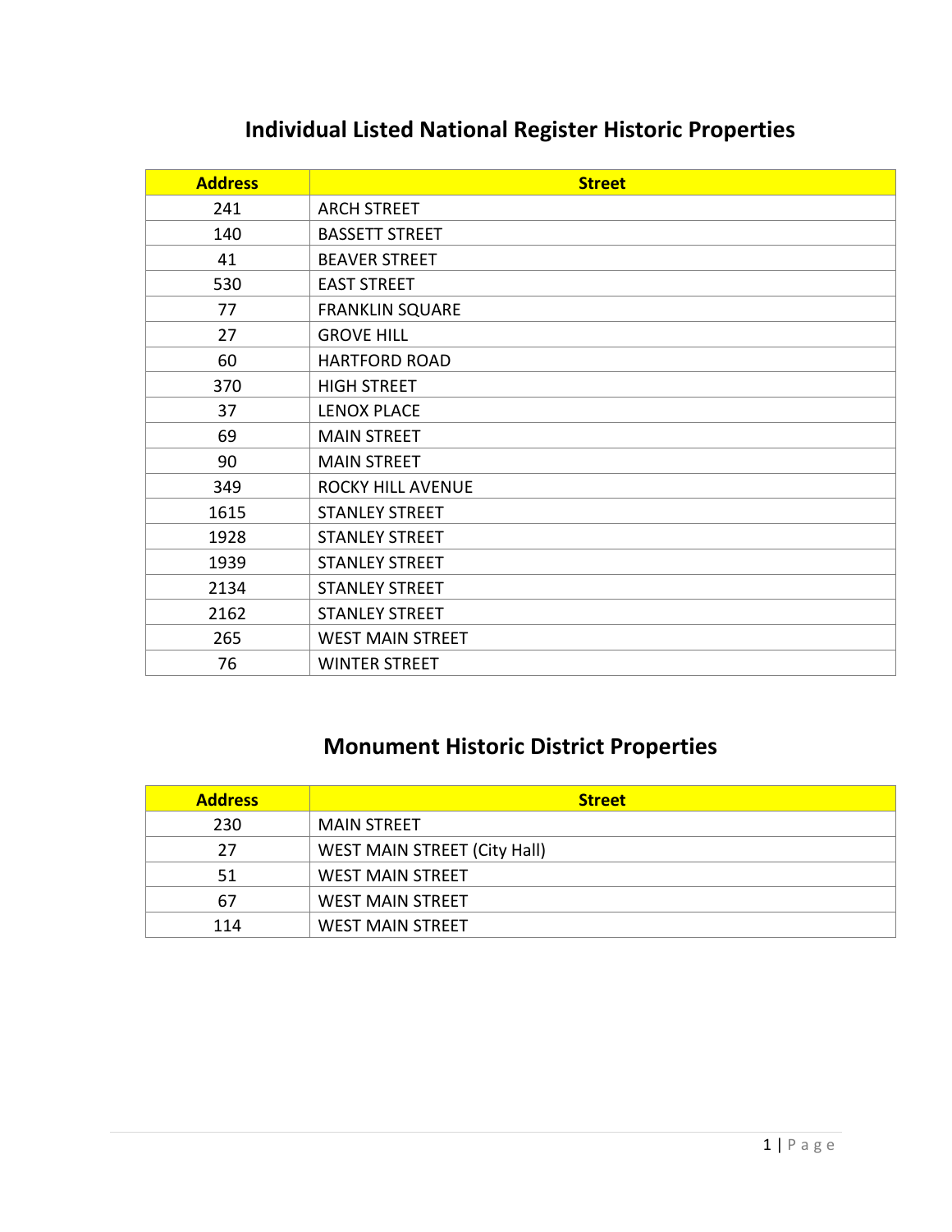## Individual Listed National Register Historic Properties

| Address | Street |
|---|---|
| 241 | ARCH STREET |
| 140 | BASSETT STREET |
| 41 | BEAVER STREET |
| 530 | EAST STREET |
| 77 | FRANKLIN SQUARE |
| 27 | GROVE HILL |
| 60 | HARTFORD ROAD |
| 370 | HIGH STREET |
| 37 | LENOX PLACE |
| 69 | MAIN STREET |
| 90 | MAIN STREET |
| 349 | ROCKY HILL AVENUE |
| 1615 | STANLEY STREET |
| 1928 | STANLEY STREET |
| 1939 | STANLEY STREET |
| 2134 | STANLEY STREET |
| 2162 | STANLEY STREET |
| 265 | WEST MAIN STREET |
| 76 | WINTER STREET |

## Monument Historic District Properties

| Address | Street |
|---|---|
| 230 | MAIN STREET |
| 27 | WEST MAIN STREET (City Hall) |
| 51 | WEST MAIN STREET |
| 67 | WEST MAIN STREET |
| 114 | WEST MAIN STREET |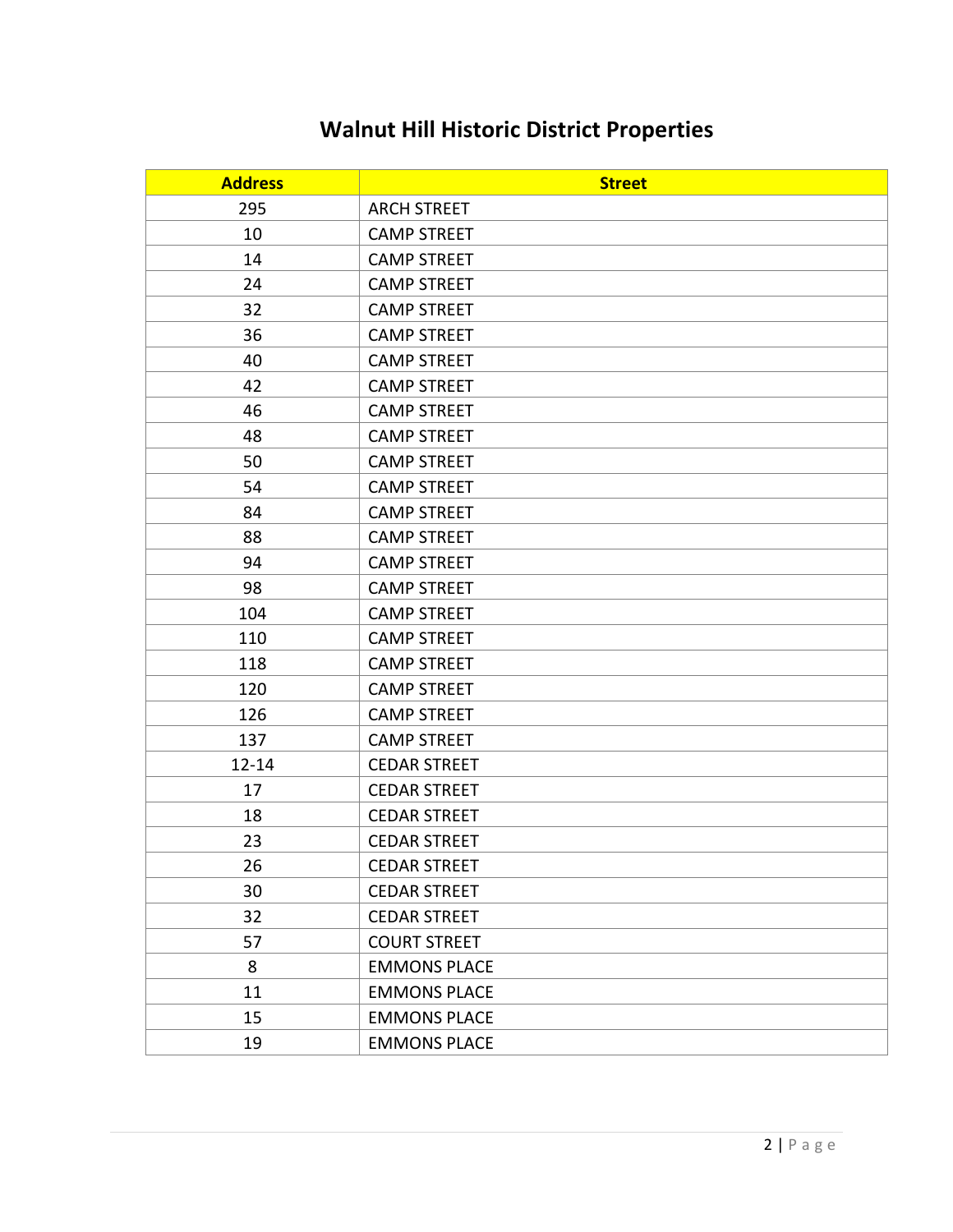# Walnut Hill Historic District Properties

| Address | Street |
|---|---|
| 295 | ARCH STREET |
| 10 | CAMP STREET |
| 14 | CAMP STREET |
| 24 | CAMP STREET |
| 32 | CAMP STREET |
| 36 | CAMP STREET |
| 40 | CAMP STREET |
| 42 | CAMP STREET |
| 46 | CAMP STREET |
| 48 | CAMP STREET |
| 50 | CAMP STREET |
| 54 | CAMP STREET |
| 84 | CAMP STREET |
| 88 | CAMP STREET |
| 94 | CAMP STREET |
| 98 | CAMP STREET |
| 104 | CAMP STREET |
| 110 | CAMP STREET |
| 118 | CAMP STREET |
| 120 | CAMP STREET |
| 126 | CAMP STREET |
| 137 | CAMP STREET |
| 12-14 | CEDAR STREET |
| 17 | CEDAR STREET |
| 18 | CEDAR STREET |
| 23 | CEDAR STREET |
| 26 | CEDAR STREET |
| 30 | CEDAR STREET |
| 32 | CEDAR STREET |
| 57 | COURT STREET |
| 8 | EMMONS PLACE |
| 11 | EMMONS PLACE |
| 15 | EMMONS PLACE |
| 19 | EMMONS PLACE |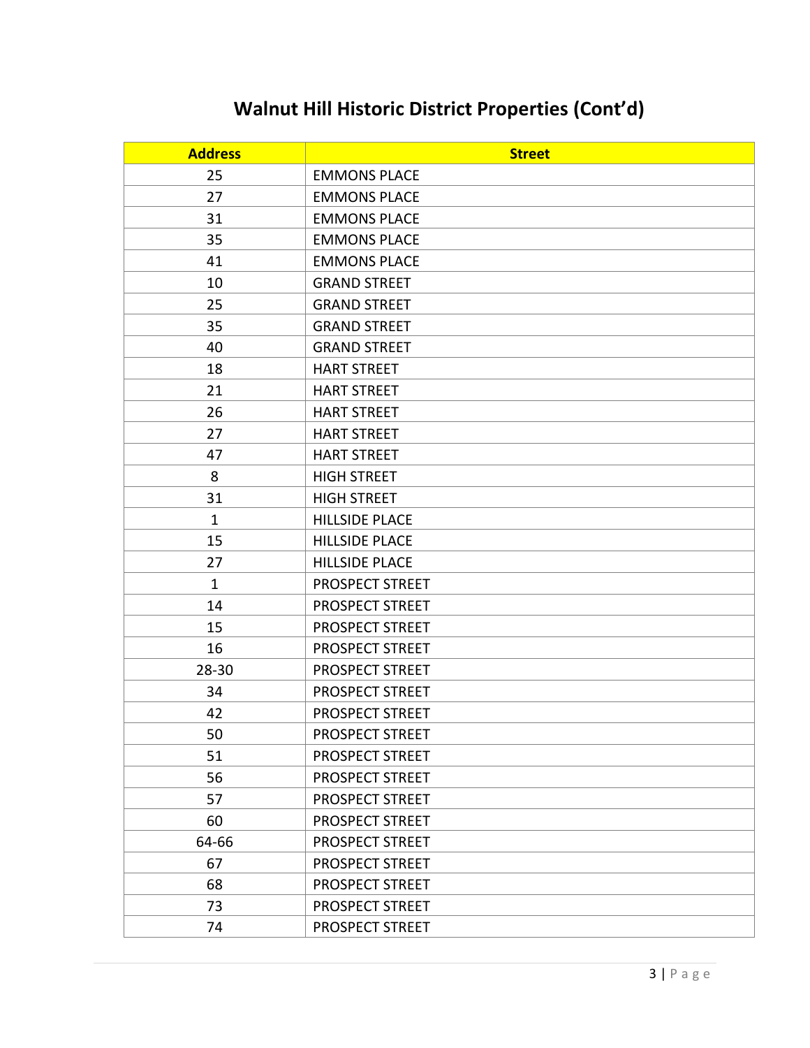# Walnut Hill Historic District Properties (Cont'd)

| Address | Street |
|---|---|
| 25 | EMMONS PLACE |
| 27 | EMMONS PLACE |
| 31 | EMMONS PLACE |
| 35 | EMMONS PLACE |
| 41 | EMMONS PLACE |
| 10 | GRAND STREET |
| 25 | GRAND STREET |
| 35 | GRAND STREET |
| 40 | GRAND STREET |
| 18 | HART STREET |
| 21 | HART STREET |
| 26 | HART STREET |
| 27 | HART STREET |
| 47 | HART STREET |
| 8 | HIGH STREET |
| 31 | HIGH STREET |
| 1 | HILLSIDE PLACE |
| 15 | HILLSIDE PLACE |
| 27 | HILLSIDE PLACE |
| 1 | PROSPECT STREET |
| 14 | PROSPECT STREET |
| 15 | PROSPECT STREET |
| 16 | PROSPECT STREET |
| 28-30 | PROSPECT STREET |
| 34 | PROSPECT STREET |
| 42 | PROSPECT STREET |
| 50 | PROSPECT STREET |
| 51 | PROSPECT STREET |
| 56 | PROSPECT STREET |
| 57 | PROSPECT STREET |
| 60 | PROSPECT STREET |
| 64-66 | PROSPECT STREET |
| 67 | PROSPECT STREET |
| 68 | PROSPECT STREET |
| 73 | PROSPECT STREET |
| 74 | PROSPECT STREET |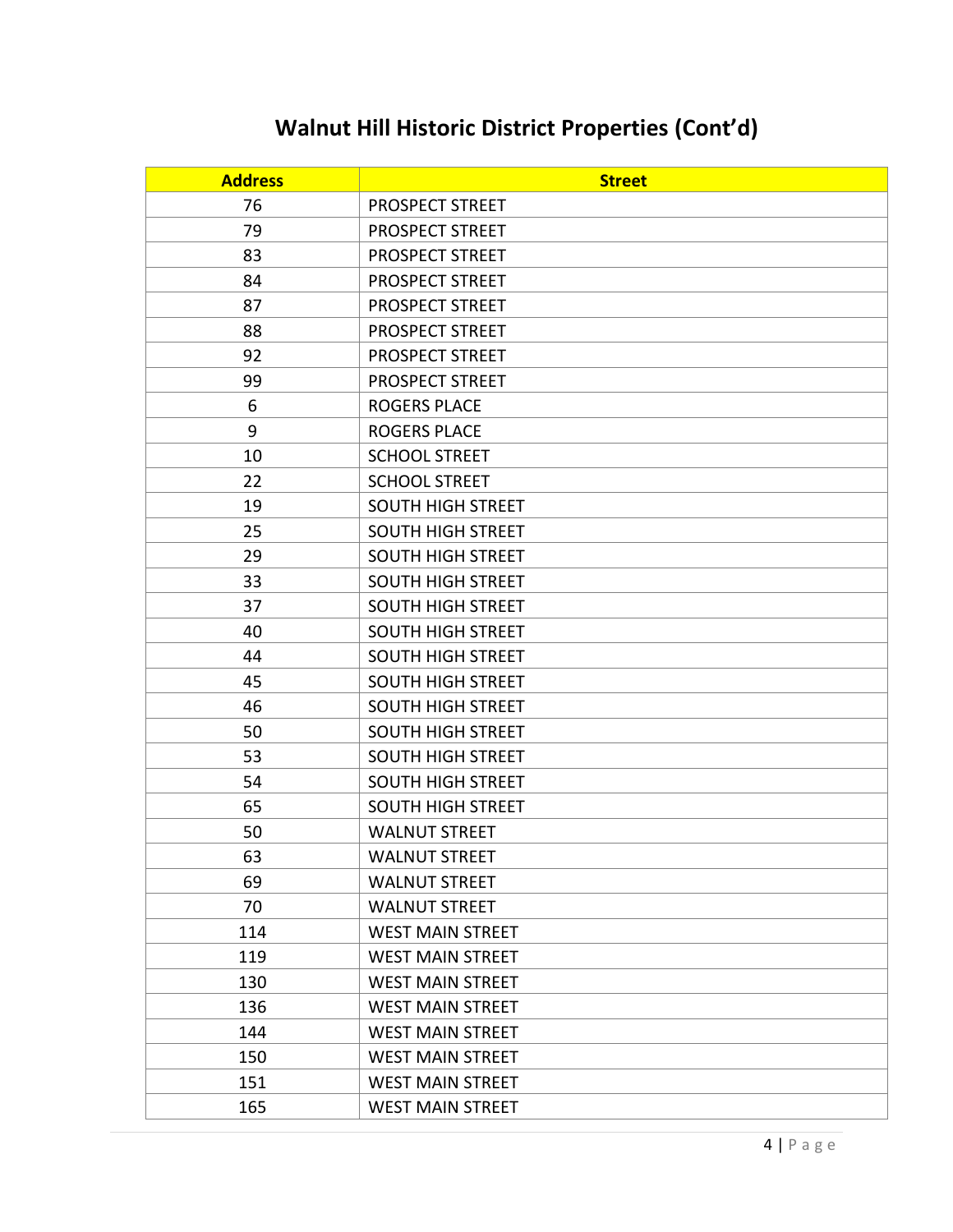## Walnut Hill Historic District Properties (Cont'd)

| Address | Street |
|---|---|
| 76 | PROSPECT STREET |
| 79 | PROSPECT STREET |
| 83 | PROSPECT STREET |
| 84 | PROSPECT STREET |
| 87 | PROSPECT STREET |
| 88 | PROSPECT STREET |
| 92 | PROSPECT STREET |
| 99 | PROSPECT STREET |
| 6 | ROGERS PLACE |
| 9 | ROGERS PLACE |
| 10 | SCHOOL STREET |
| 22 | SCHOOL STREET |
| 19 | SOUTH HIGH STREET |
| 25 | SOUTH HIGH STREET |
| 29 | SOUTH HIGH STREET |
| 33 | SOUTH HIGH STREET |
| 37 | SOUTH HIGH STREET |
| 40 | SOUTH HIGH STREET |
| 44 | SOUTH HIGH STREET |
| 45 | SOUTH HIGH STREET |
| 46 | SOUTH HIGH STREET |
| 50 | SOUTH HIGH STREET |
| 53 | SOUTH HIGH STREET |
| 54 | SOUTH HIGH STREET |
| 65 | SOUTH HIGH STREET |
| 50 | WALNUT STREET |
| 63 | WALNUT STREET |
| 69 | WALNUT STREET |
| 70 | WALNUT STREET |
| 114 | WEST MAIN STREET |
| 119 | WEST MAIN STREET |
| 130 | WEST MAIN STREET |
| 136 | WEST MAIN STREET |
| 144 | WEST MAIN STREET |
| 150 | WEST MAIN STREET |
| 151 | WEST MAIN STREET |
| 165 | WEST MAIN STREET |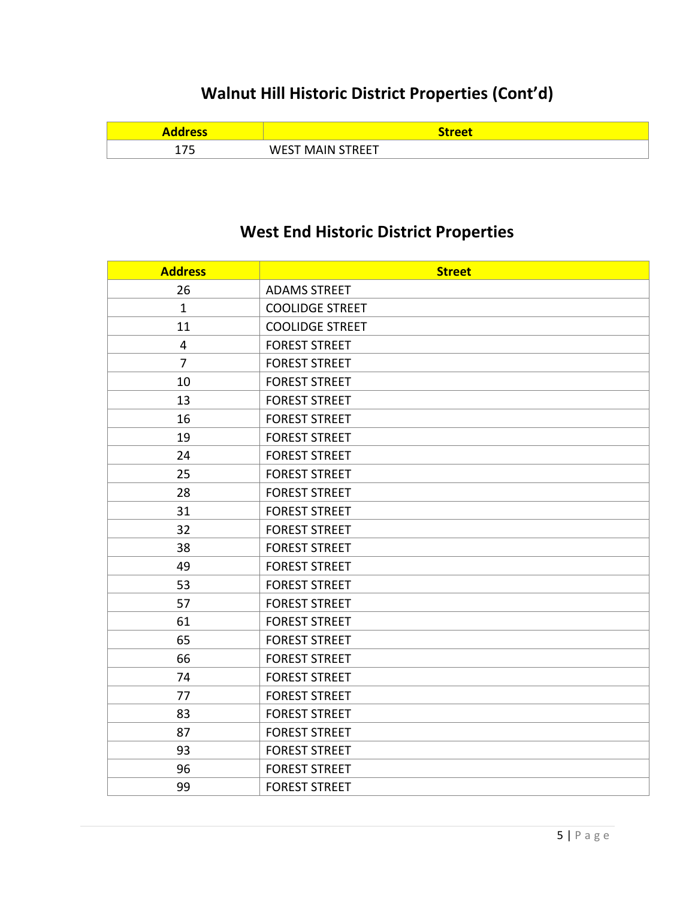## Walnut Hill Historic District Properties (Cont'd)

| Address | Street |
|---|---|
| 175 | WEST MAIN STREET |

## West End Historic District Properties

| Address | Street |
|---|---|
| 26 | ADAMS STREET |
| 1 | COOLIDGE STREET |
| 11 | COOLIDGE STREET |
| 4 | FOREST STREET |
| 7 | FOREST STREET |
| 10 | FOREST STREET |
| 13 | FOREST STREET |
| 16 | FOREST STREET |
| 19 | FOREST STREET |
| 24 | FOREST STREET |
| 25 | FOREST STREET |
| 28 | FOREST STREET |
| 31 | FOREST STREET |
| 32 | FOREST STREET |
| 38 | FOREST STREET |
| 49 | FOREST STREET |
| 53 | FOREST STREET |
| 57 | FOREST STREET |
| 61 | FOREST STREET |
| 65 | FOREST STREET |
| 66 | FOREST STREET |
| 74 | FOREST STREET |
| 77 | FOREST STREET |
| 83 | FOREST STREET |
| 87 | FOREST STREET |
| 93 | FOREST STREET |
| 96 | FOREST STREET |
| 99 | FOREST STREET |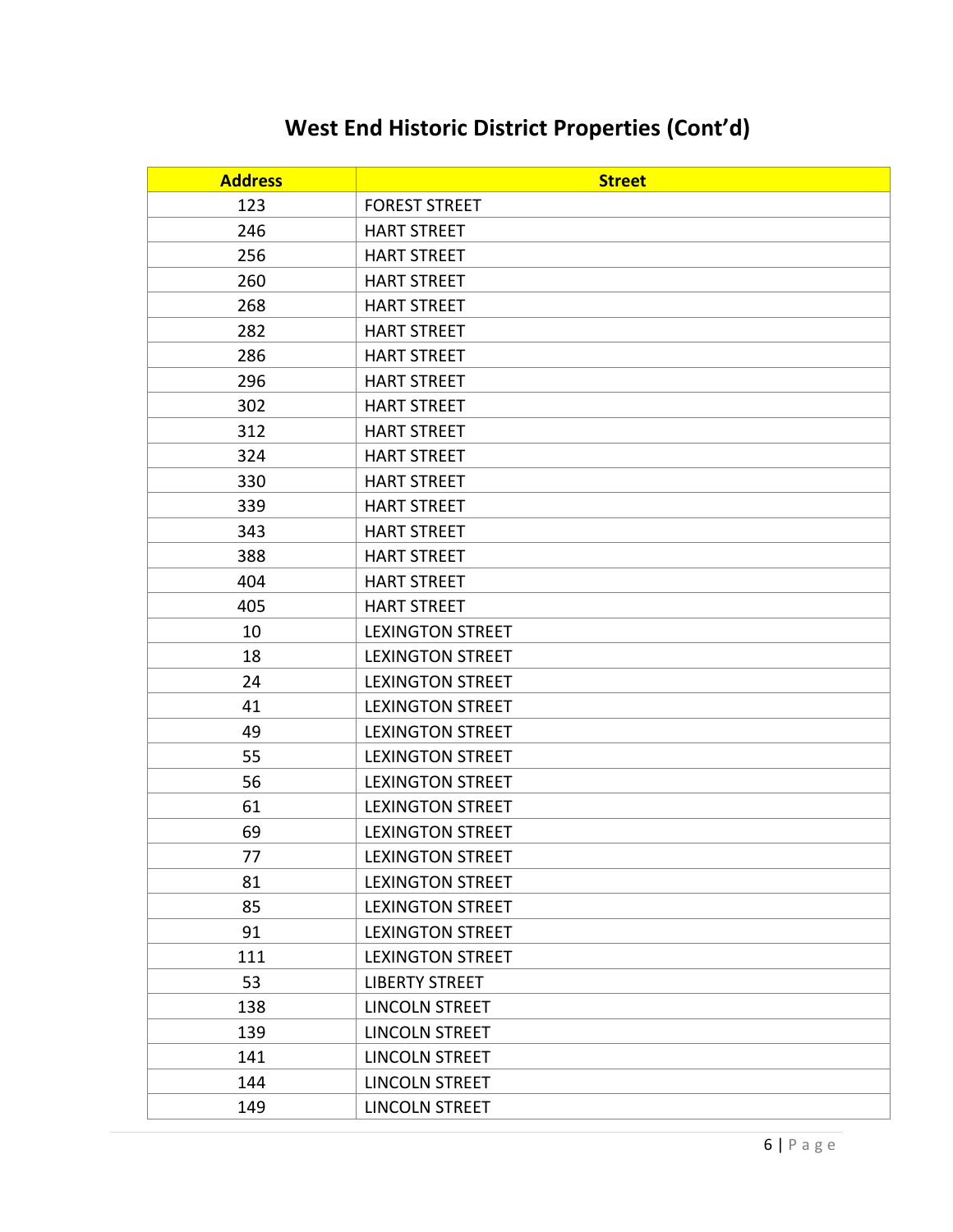# West End Historic District Properties (Cont'd)

| Address | Street |
|---|---|
| 123 | FOREST STREET |
| 246 | HART STREET |
| 256 | HART STREET |
| 260 | HART STREET |
| 268 | HART STREET |
| 282 | HART STREET |
| 286 | HART STREET |
| 296 | HART STREET |
| 302 | HART STREET |
| 312 | HART STREET |
| 324 | HART STREET |
| 330 | HART STREET |
| 339 | HART STREET |
| 343 | HART STREET |
| 388 | HART STREET |
| 404 | HART STREET |
| 405 | HART STREET |
| 10 | LEXINGTON STREET |
| 18 | LEXINGTON STREET |
| 24 | LEXINGTON STREET |
| 41 | LEXINGTON STREET |
| 49 | LEXINGTON STREET |
| 55 | LEXINGTON STREET |
| 56 | LEXINGTON STREET |
| 61 | LEXINGTON STREET |
| 69 | LEXINGTON STREET |
| 77 | LEXINGTON STREET |
| 81 | LEXINGTON STREET |
| 85 | LEXINGTON STREET |
| 91 | LEXINGTON STREET |
| 111 | LEXINGTON STREET |
| 53 | LIBERTY STREET |
| 138 | LINCOLN STREET |
| 139 | LINCOLN STREET |
| 141 | LINCOLN STREET |
| 144 | LINCOLN STREET |
| 149 | LINCOLN STREET |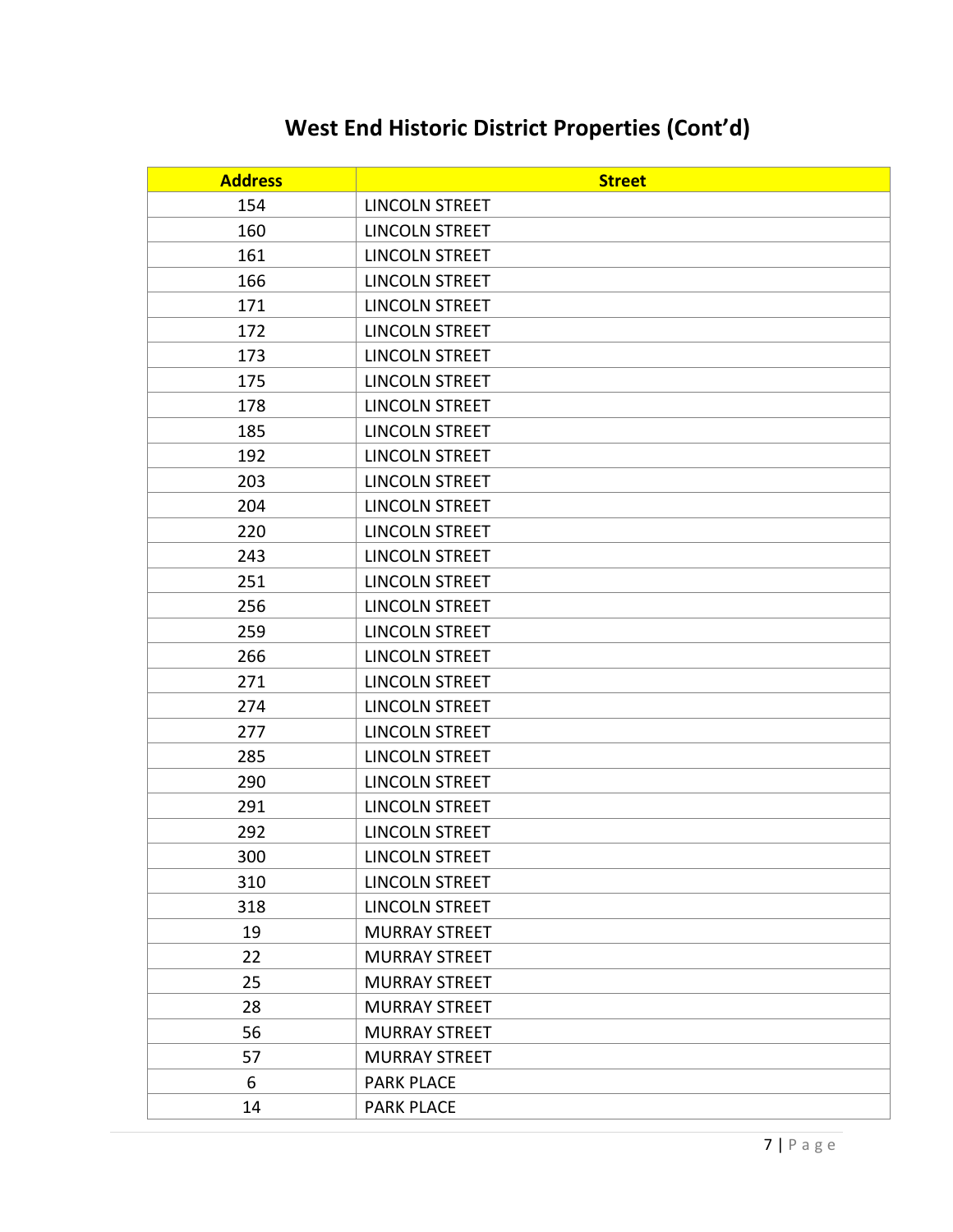## West End Historic District Properties (Cont'd)

| Address | Street |
|---|---|
| 154 | LINCOLN STREET |
| 160 | LINCOLN STREET |
| 161 | LINCOLN STREET |
| 166 | LINCOLN STREET |
| 171 | LINCOLN STREET |
| 172 | LINCOLN STREET |
| 173 | LINCOLN STREET |
| 175 | LINCOLN STREET |
| 178 | LINCOLN STREET |
| 185 | LINCOLN STREET |
| 192 | LINCOLN STREET |
| 203 | LINCOLN STREET |
| 204 | LINCOLN STREET |
| 220 | LINCOLN STREET |
| 243 | LINCOLN STREET |
| 251 | LINCOLN STREET |
| 256 | LINCOLN STREET |
| 259 | LINCOLN STREET |
| 266 | LINCOLN STREET |
| 271 | LINCOLN STREET |
| 274 | LINCOLN STREET |
| 277 | LINCOLN STREET |
| 285 | LINCOLN STREET |
| 290 | LINCOLN STREET |
| 291 | LINCOLN STREET |
| 292 | LINCOLN STREET |
| 300 | LINCOLN STREET |
| 310 | LINCOLN STREET |
| 318 | LINCOLN STREET |
| 19 | MURRAY STREET |
| 22 | MURRAY STREET |
| 25 | MURRAY STREET |
| 28 | MURRAY STREET |
| 56 | MURRAY STREET |
| 57 | MURRAY STREET |
| 6 | PARK PLACE |
| 14 | PARK PLACE |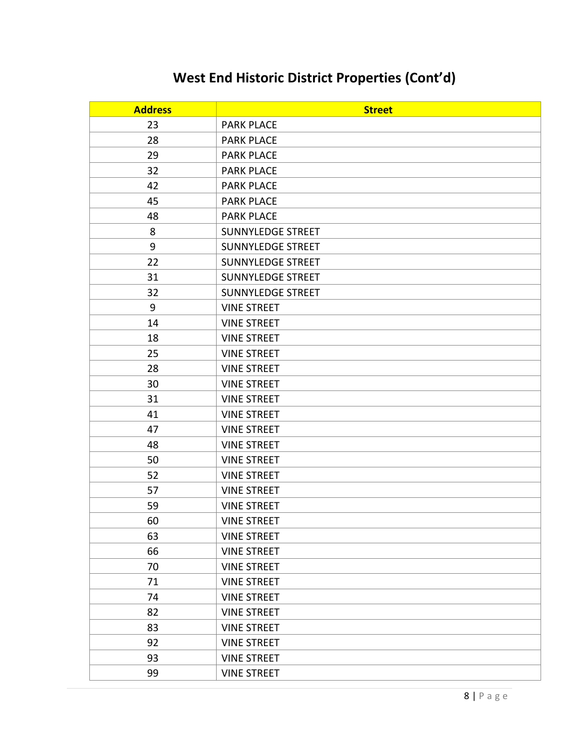# West End Historic District Properties (Cont'd)

| Address | Street |
|---|---|
| 23 | PARK PLACE |
| 28 | PARK PLACE |
| 29 | PARK PLACE |
| 32 | PARK PLACE |
| 42 | PARK PLACE |
| 45 | PARK PLACE |
| 48 | PARK PLACE |
| 8 | SUNNYLEDGE STREET |
| 9 | SUNNYLEDGE STREET |
| 22 | SUNNYLEDGE STREET |
| 31 | SUNNYLEDGE STREET |
| 32 | SUNNYLEDGE STREET |
| 9 | VINE STREET |
| 14 | VINE STREET |
| 18 | VINE STREET |
| 25 | VINE STREET |
| 28 | VINE STREET |
| 30 | VINE STREET |
| 31 | VINE STREET |
| 41 | VINE STREET |
| 47 | VINE STREET |
| 48 | VINE STREET |
| 50 | VINE STREET |
| 52 | VINE STREET |
| 57 | VINE STREET |
| 59 | VINE STREET |
| 60 | VINE STREET |
| 63 | VINE STREET |
| 66 | VINE STREET |
| 70 | VINE STREET |
| 71 | VINE STREET |
| 74 | VINE STREET |
| 82 | VINE STREET |
| 83 | VINE STREET |
| 92 | VINE STREET |
| 93 | VINE STREET |
| 99 | VINE STREET |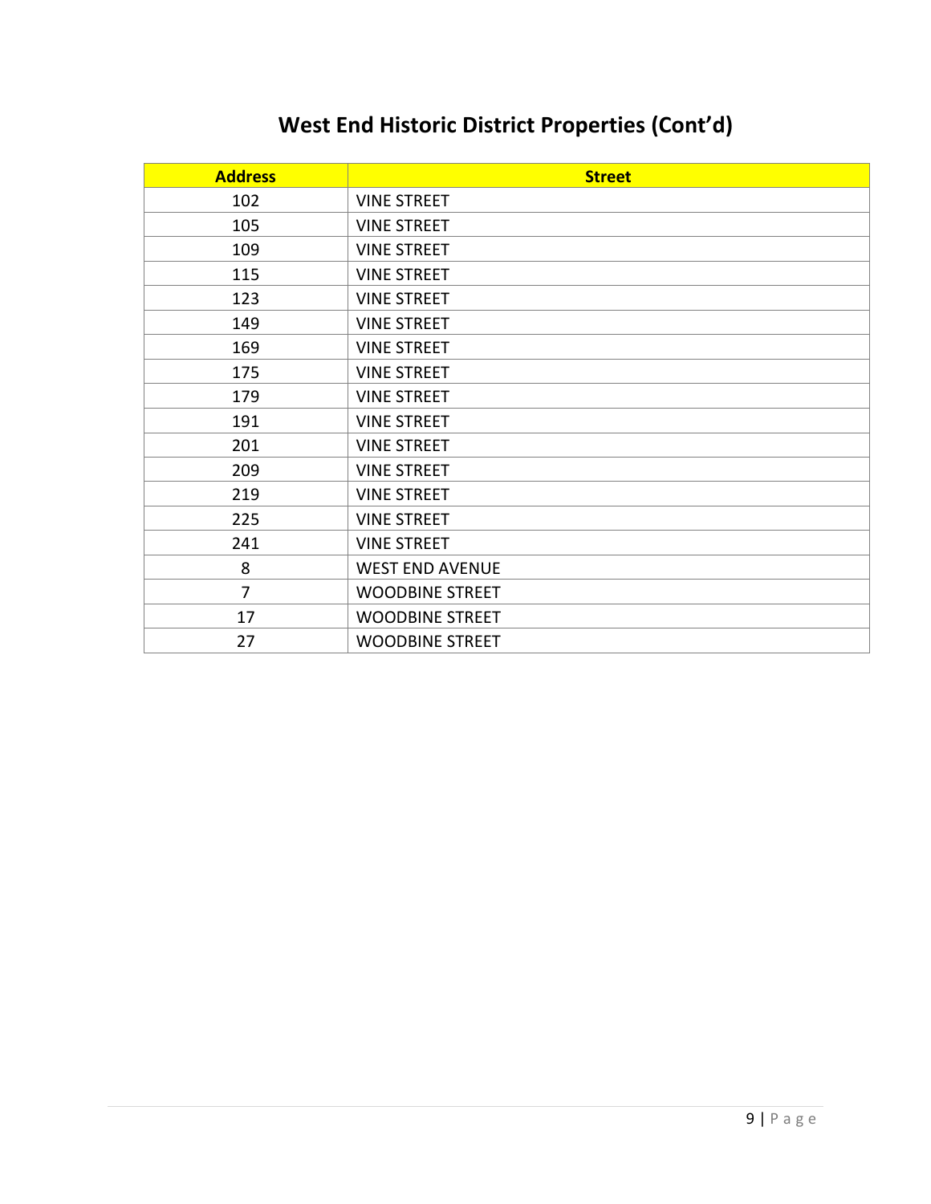# West End Historic District Properties (Cont'd)

| Address | Street |
|---|---|
| 102 | VINE STREET |
| 105 | VINE STREET |
| 109 | VINE STREET |
| 115 | VINE STREET |
| 123 | VINE STREET |
| 149 | VINE STREET |
| 169 | VINE STREET |
| 175 | VINE STREET |
| 179 | VINE STREET |
| 191 | VINE STREET |
| 201 | VINE STREET |
| 209 | VINE STREET |
| 219 | VINE STREET |
| 225 | VINE STREET |
| 241 | VINE STREET |
| 8 | WEST END AVENUE |
| 7 | WOODBINE STREET |
| 17 | WOODBINE STREET |
| 27 | WOODBINE STREET |